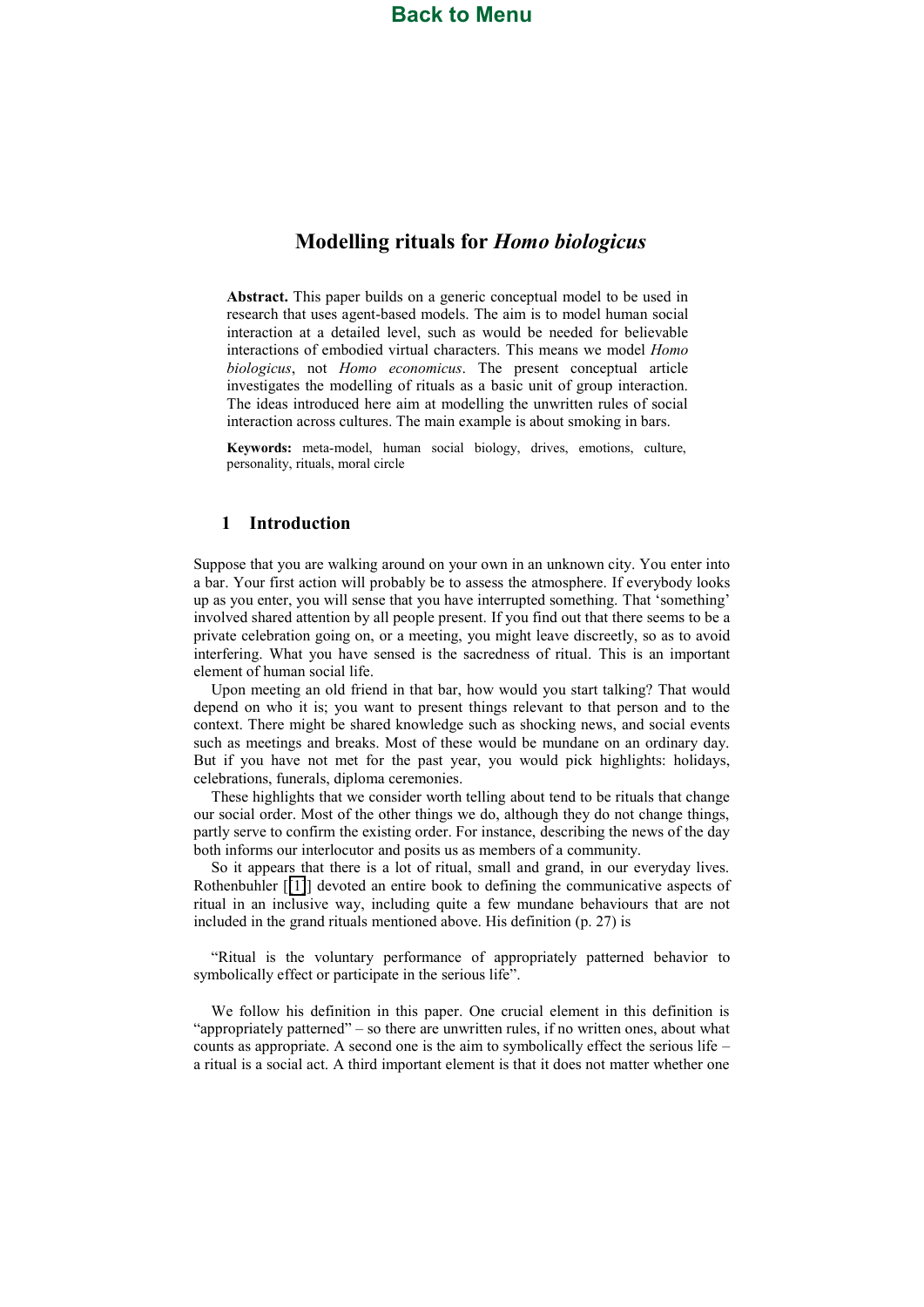# Modelling rituals for *Homo biologicus*

**Abstract.** This paper builds on a generic conceptual model to be used in research that uses agent-based models. The aim is to model human social interaction at a detailed level, such as would be needed for believable interactions of embodied virtual characters. This means we model *Homo biologicus*, not *Homo economicus*. The present conceptual article investigates the modelling of rituals as a basic unit of group interaction. The ideas introduced here aim at modelling the unwritten rules of social interaction across cultures. The main example is about smoking in bars.

**Keywords:** meta-model, human social biology, drives, emotions, culture, personality, rituals, moral circle

## 1 Introduction

Suppose that you are walking around on your own in an unknown city. You enter into a bar. Your first action will probably be to assess the atmosphere. If everybody looks up as you enter, you will sense that you have interrupted something. That 'something' involved shared attention by all people present. If you find out that there seems to be a private celebration going on, or a meeting, you might leave discreetly, so as to avoid interfering. What you have sensed is the sacredness of ritual. This is an important element of human social life.

Upon meeting an old friend in that bar, how would you start talking? That would depend on who it is; you want to present things relevant to that person and to the context. There might be shared knowledge such as shocking news, and social events such as meetings and breaks. Most of these would be mundane on an ordinary day. But if you have not met for the past year, you would pick highlights: holidays, celebrations, funerals, diploma ceremonies.

These highlights that we consider worth telling about tend to be rituals that change our social order. Most of the other things we do, although they do not change things, partly serve to confirm the existing order. For instance, describing the news of the day both informs our interlocutor and posits us as members of a community.

So it appears that there is a lot of ritual, small and grand, in our everyday lives. Rothenbuhler [1] devoted an entire book to defining the communicative aspects of ritual in an inclusive way, including quite a few mundane behaviours that are not included in the grand rituals mentioned above. His definition (p. 27) is

"Ritual is the voluntary performance of appropriately patterned behavior to symbolically effect or participate in the serious life".

We follow his definition in this paper. One crucial element in this definition is "appropriately patterned" – so there are unwritten rules, if no written ones, about what counts as appropriate. A second one is the aim to symbolically effect the serious life – a ritual is a social act. A third important element is that it does not matter whether one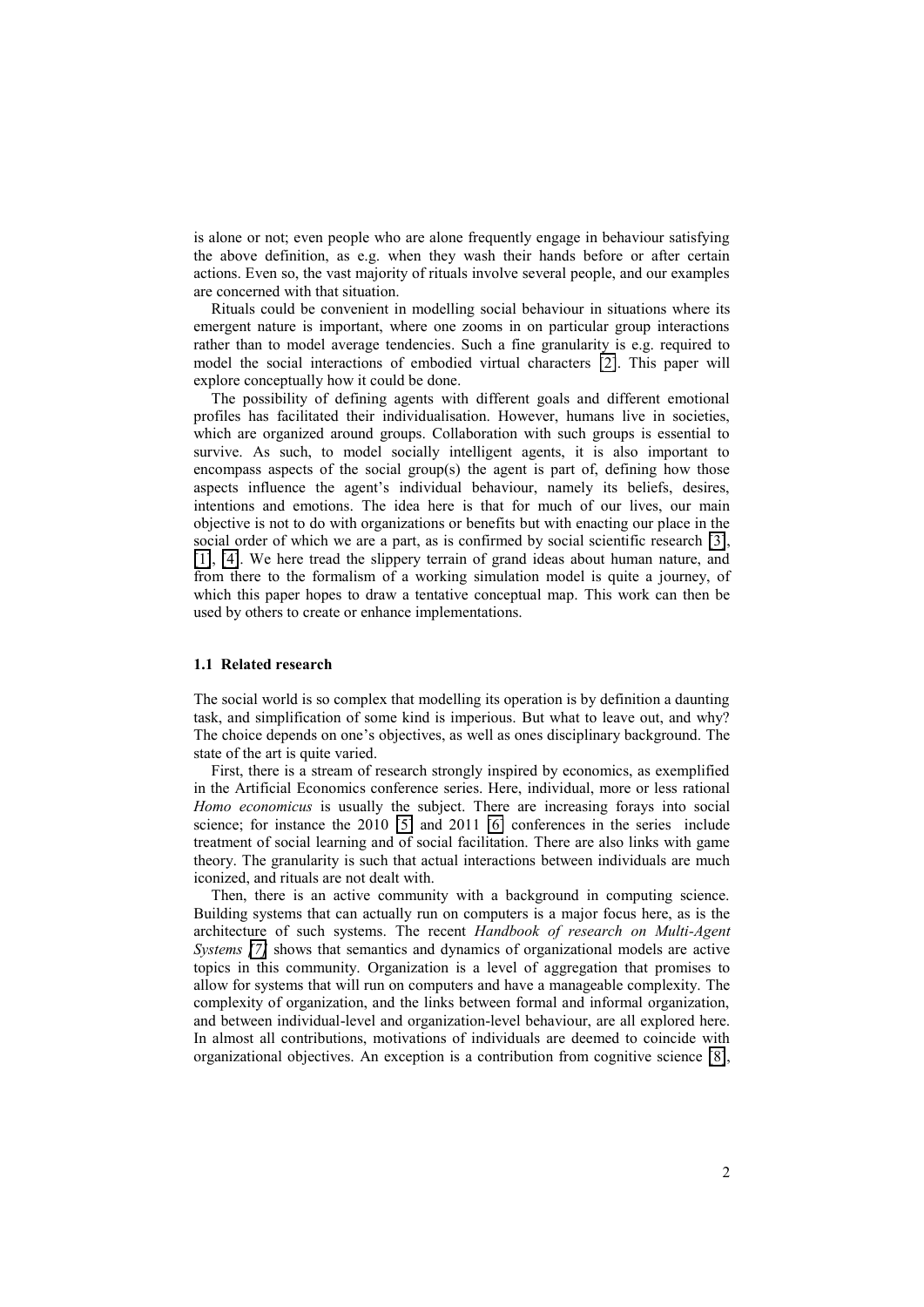is alone or not; even people who are alone frequently engage in behaviour satisfying the above definition, as e.g. when they wash their hands before or after certain actions. Even so, the vast majority of rituals involve several people, and our examples are concerned with that situation.

Rituals could be convenient in modelling social behaviour in situations where its emergent nature is important, where one zooms in on particular group interactions rather than to model average tendencies. Such a fine granularity is e.g. required to model the social interactions of embodied virtual characters [2]. This paper will explore conceptually how it could be done.

The possibility of defining agents with different goals and different emotional profiles has facilitated their individualisation. However, humans live in societies, which are organized around groups. Collaboration with such groups is essential to survive. As such, to model socially intelligent agents, it is also important to encompass aspects of the social group(s) the agent is part of, defining how those aspects influence the agent's individual behaviour, namely its beliefs, desires, intentions and emotions. The idea here is that for much of our lives, our main objective is not to do with organizations or benefits but with enacting our place in the social order of which we are a part, as is confirmed by social scientific research [3], [1], [4]. We here tread the slippery terrain of grand ideas about human nature, and from there to the formalism of a working simulation model is quite a journey, of which this paper hopes to draw a tentative conceptual map. This work can then be used by others to create or enhance implementations.

### 1.1 Related research

The social world is so complex that modelling its operation is by definition a daunting task, and simplification of some kind is imperious. But what to leave out, and why? The choice depends on one's objectives, as well as ones disciplinary background. The state of the art is quite varied.

First, there is a stream of research strongly inspired by economics, as exemplified in the Artificial Economics conference series. Here, individual, more or less rational *Homo economicus* is usually the subject. There are increasing forays into social science; for instance the 2010 [5] and 2011 [6] conferences in the series include treatment of social learning and of social facilitation. There are also links with game theory. The granularity is such that actual interactions between individuals are much iconized, and rituals are not dealt with.

Then, there is an active community with a background in computing science. Building systems that can actually run on computers is a major focus here, as is the architecture of such systems. The recent *Handbook of research on Multi-Agent Systems* [7] shows that semantics and dynamics of organizational models are active topics in this community. Organization is a level of aggregation that promises to allow for systems that will run on computers and have a manageable complexity. The complexity of organization, and the links between formal and informal organization, and between individual-level and organization-level behaviour, are all explored here. In almost all contributions, motivations of individuals are deemed to coincide with organizational objectives. An exception is a contribution from cognitive science [8],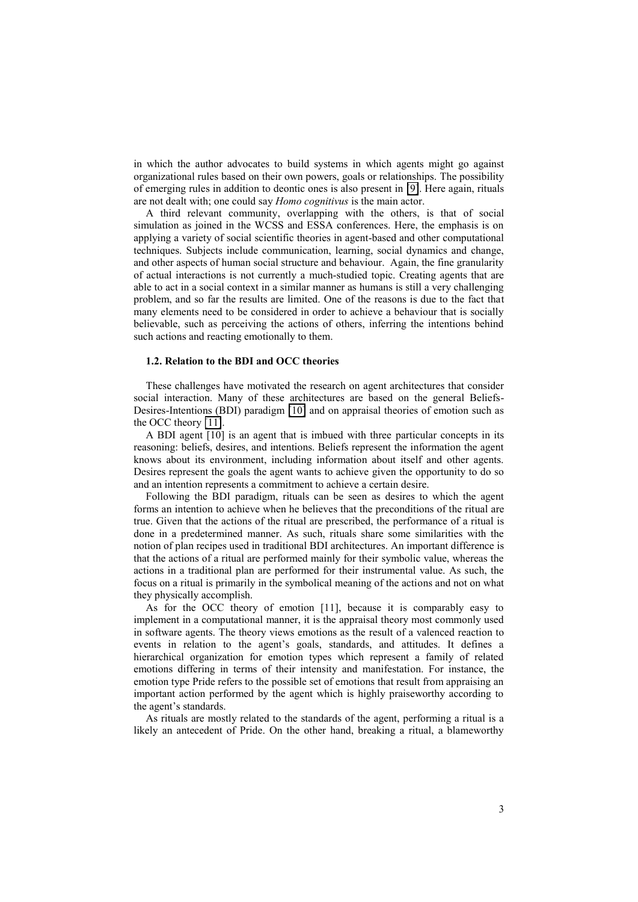in which the author advocates to build systems in which agents might go against organizational rules based on their own powers, goals or relationships. The possibility of emerging rules in addition to deontic ones is also present in [9]. Here again, rituals are not dealt with; one could say *Homo cognitivus* is the main actor.

A third relevant community, overlapping with the others, is that of social simulation as joined in the WCSS and ESSA conferences. Here, the emphasis is on applying a variety of social scientific theories in agent-based and other computational techniques. Subjects include communication, learning, social dynamics and change, and other aspects of human social structure and behaviour. Again, the fine granularity of actual interactions is not currently a much-studied topic. Creating agents that are able to act in a social context in a similar manner as humans is still a very challenging problem, and so far the results are limited. One of the reasons is due to the fact that many elements need to be considered in order to achieve a behaviour that is socially believable, such as perceiving the actions of others, inferring the intentions behind such actions and reacting emotionally to them.

### 1.2. Relation to the BDI and OCC theories

These challenges have motivated the research on agent architectures that consider social interaction. Many of these architectures are based on the general Beliefs-Desires-Intentions (BDI) paradigm [10] and on appraisal theories of emotion such as the OCC theory [11].

A BDI agent [10] is an agent that is imbued with three particular concepts in its reasoning: beliefs, desires, and intentions. Beliefs represent the information the agent knows about its environment, including information about itself and other agents. Desires represent the goals the agent wants to achieve given the opportunity to do so and an intention represents a commitment to achieve a certain desire.

Following the BDI paradigm, rituals can be seen as desires to which the agent forms an intention to achieve when he believes that the preconditions of the ritual are true. Given that the actions of the ritual are prescribed, the performance of a ritual is done in a predetermined manner. As such, rituals share some similarities with the notion of plan recipes used in traditional BDI architectures. An important difference is that the actions of a ritual are performed mainly for their symbolic value, whereas the actions in a traditional plan are performed for their instrumental value. As such, the focus on a ritual is primarily in the symbolical meaning of the actions and not on what they physically accomplish.

As for the OCC theory of emotion [11], because it is comparably easy to implement in a computational manner, it is the appraisal theory most commonly used in software agents. The theory views emotions as the result of a valenced reaction to events in relation to the agent's goals, standards, and attitudes. It defines a hierarchical organization for emotion types which represent a family of related emotions differing in terms of their intensity and manifestation. For instance, the emotion type Pride refers to the possible set of emotions that result from appraising an important action performed by the agent which is highly praiseworthy according to the agent's standards.

As rituals are mostly related to the standards of the agent, performing a ritual is a likely an antecedent of Pride. On the other hand, breaking a ritual, a blameworthy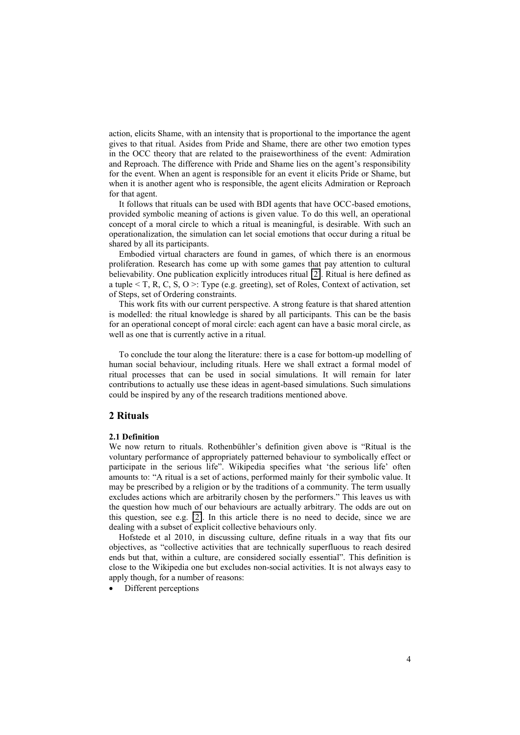action, elicits Shame, with an intensity that is proportional to the importance the agent gives to that ritual. Asides from Pride and Shame, there are other two emotion types in the OCC theory that are related to the praiseworthiness of the event: Admiration and Reproach. The difference with Pride and Shame lies on the agent's responsibility for the event. When an agent is responsible for an event it elicits Pride or Shame, but when it is another agent who is responsible, the agent elicits Admiration or Reproach for that agent.

It follows that rituals can be used with BDI agents that have OCC-based emotions, provided symbolic meaning of actions is given value. To do this well, an operational concept of a moral circle to which a ritual is meaningful, is desirable. With such an operationalization, the simulation can let social emotions that occur during a ritual be shared by all its participants.

Embodied virtual characters are found in games, of which there is an enormous proliferation. Research has come up with some games that pay attention to cultural believability. One publication explicitly introduces ritual [2]. Ritual is here defined as a tuple < T, R, C, S, O >: Type (e.g. greeting), set of Roles, Context of activation, set of Steps, set of Ordering constraints.

This work fits with our current perspective. A strong feature is that shared attention is modelled: the ritual knowledge is shared by all participants. This can be the basis for an operational concept of moral circle: each agent can have a basic moral circle, as well as one that is currently active in a ritual.

To conclude the tour along the literature: there is a case for bottom-up modelling of human social behaviour, including rituals. Here we shall extract a formal model of ritual processes that can be used in social simulations. It will remain for later contributions to actually use these ideas in agent-based simulations. Such simulations could be inspired by any of the research traditions mentioned above.

## 2 Rituals

### 2.1 Definition

We now return to rituals. Rothenbühler's definition given above is "Ritual is the voluntary performance of appropriately patterned behaviour to symbolically effect or participate in the serious life". Wikipedia specifies what 'the serious life' often amounts to: "A ritual is a set of actions, performed mainly for their symbolic value. It may be prescribed by a religion or by the traditions of a community. The term usually excludes actions which are arbitrarily chosen by the performers." This leaves us with the question how much of our behaviours are actually arbitrary. The odds are out on this question, see e.g. [2]. In this article there is no need to decide, since we are dealing with a subset of explicit collective behaviours only.

Hofstede et al 2010, in discussing culture, define rituals in a way that fits our objectives, as "collective activities that are technically superfluous to reach desired ends but that, within a culture, are considered socially essential". This definition is close to the Wikipedia one but excludes non-social activities. It is not always easy to apply though, for a number of reasons:

- Different perceptions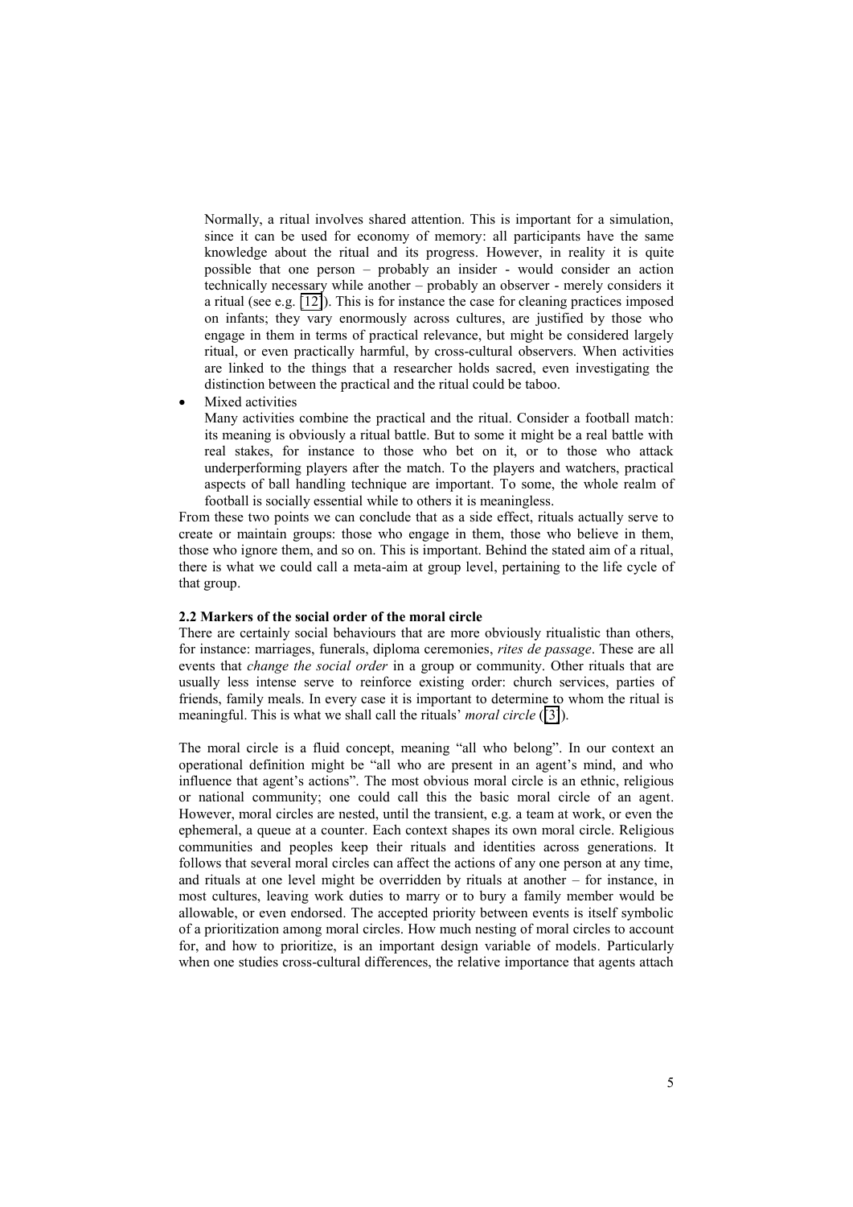Normally, a ritual involves shared attention. This is important for a simulation, since it can be used for economy of memory: all participants have the same knowledge about the ritual and its progress. However, in reality it is quite possible that one person – probably an insider - would consider an action technically necessary while another – probably an observer - merely considers it a ritual (see e.g. [12]). This is for instance the case for cleaning practices imposed on infants; they vary enormously across cultures, are justified by those who engage in them in terms of practical relevance, but might be considered largely ritual, or even practically harmful, by cross-cultural observers. When activities are linked to the things that a researcher holds sacred, even investigating the distinction between the practical and the ritual could be taboo.

- Mixed activities

  Many activities combine the practical and the ritual. Consider a football match: its meaning is obviously a ritual battle. But to some it might be a real battle with real stakes, for instance to those who bet on it, or to those who attack underperforming players after the match. To the players and watchers, practical aspects of ball handling technique are important. To some, the whole realm of football is socially essential while to others it is meaningless.

From these two points we can conclude that as a side effect, rituals actually serve to create or maintain groups: those who engage in them, those who believe in them, those who ignore them, and so on. This is important. Behind the stated aim of a ritual, there is what we could call a meta-aim at group level, pertaining to the life cycle of that group.

### 2.2 Markers of the social order of the moral circle

There are certainly social behaviours that are more obviously ritualistic than others, for instance: marriages, funerals, diploma ceremonies, *rites de passage*. These are all events that *change the social order* in a group or community. Other rituals that are usually less intense serve to reinforce existing order: church services, parties of friends, family meals. In every case it is important to determine to whom the ritual is meaningful. This is what we shall call the rituals' *moral circle* ([3]).

The moral circle is a fluid concept, meaning "all who belong". In our context an operational definition might be "all who are present in an agent's mind, and who influence that agent's actions". The most obvious moral circle is an ethnic, religious or national community; one could call this the basic moral circle of an agent. However, moral circles are nested, until the transient, e.g. a team at work, or even the ephemeral, a queue at a counter. Each context shapes its own moral circle. Religious communities and peoples keep their rituals and identities across generations. It follows that several moral circles can affect the actions of any one person at any time, and rituals at one level might be overridden by rituals at another – for instance, in most cultures, leaving work duties to marry or to bury a family member would be allowable, or even endorsed. The accepted priority between events is itself symbolic of a prioritization among moral circles. How much nesting of moral circles to account for, and how to prioritize, is an important design variable of models. Particularly when one studies cross-cultural differences, the relative importance that agents attach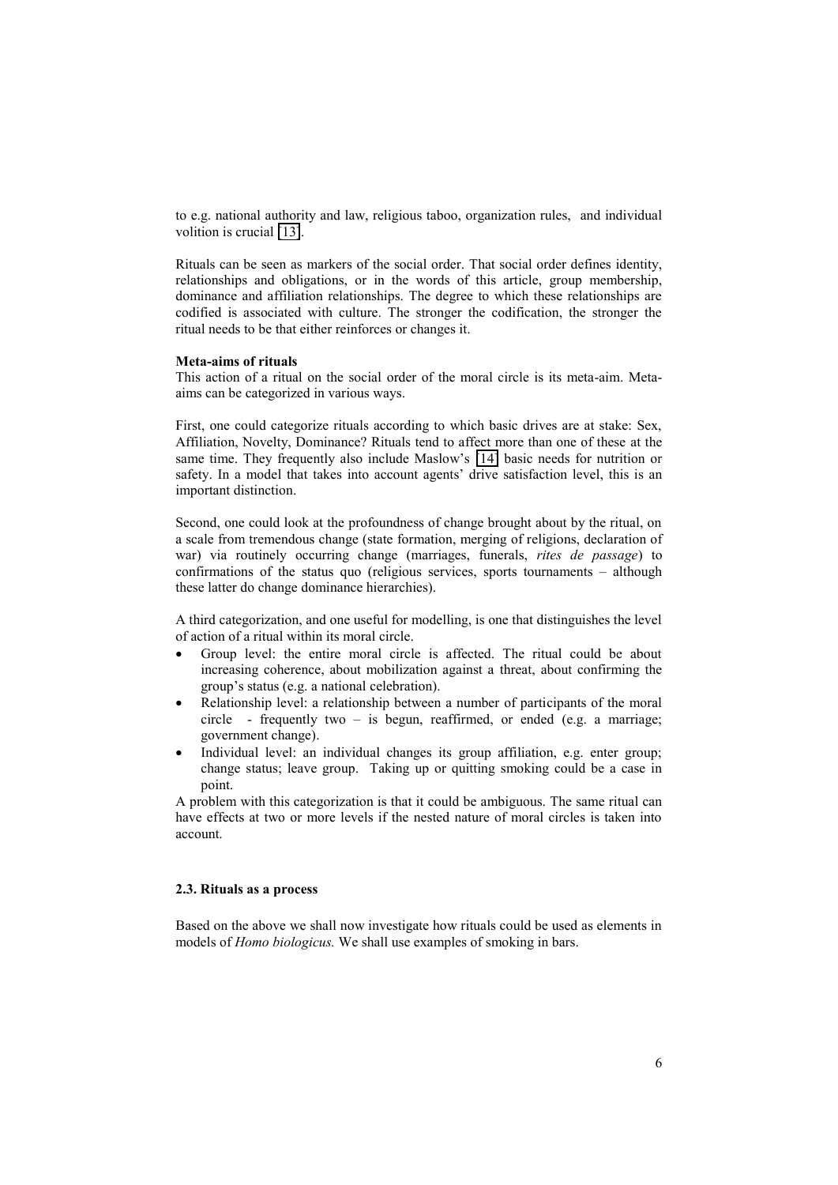to e.g. national authority and law, religious taboo, organization rules, and individual volition is crucial [13].

Rituals can be seen as markers of the social order. That social order defines identity, relationships and obligations, or in the words of this article, group membership, dominance and affiliation relationships. The degree to which these relationships are codified is associated with culture. The stronger the codification, the stronger the ritual needs to be that either reinforces or changes it.

**Meta-aims of rituals**

This action of a ritual on the social order of the moral circle is its meta-aim. Meta-aims can be categorized in various ways.

First, one could categorize rituals according to which basic drives are at stake: Sex, Affiliation, Novelty, Dominance? Rituals tend to affect more than one of these at the same time. They frequently also include Maslow's [14] basic needs for nutrition or safety. In a model that takes into account agents' drive satisfaction level, this is an important distinction.

Second, one could look at the profoundness of change brought about by the ritual, on a scale from tremendous change (state formation, merging of religions, declaration of war) via routinely occurring change (marriages, funerals, *rites de passage*) to confirmations of the status quo (religious services, sports tournaments – although these latter do change dominance hierarchies).

A third categorization, and one useful for modelling, is one that distinguishes the level of action of a ritual within its moral circle.

- Group level: the entire moral circle is affected. The ritual could be about increasing coherence, about mobilization against a threat, about confirming the group's status (e.g. a national celebration).
- Relationship level: a relationship between a number of participants of the moral circle - frequently two – is begun, reaffirmed, or ended (e.g. a marriage; government change).
- Individual level: an individual changes its group affiliation, e.g. enter group; change status; leave group. Taking up or quitting smoking could be a case in point.

A problem with this categorization is that it could be ambiguous. The same ritual can have effects at two or more levels if the nested nature of moral circles is taken into account.

### 2.3. Rituals as a process

Based on the above we shall now investigate how rituals could be used as elements in models of *Homo biologicus.* We shall use examples of smoking in bars.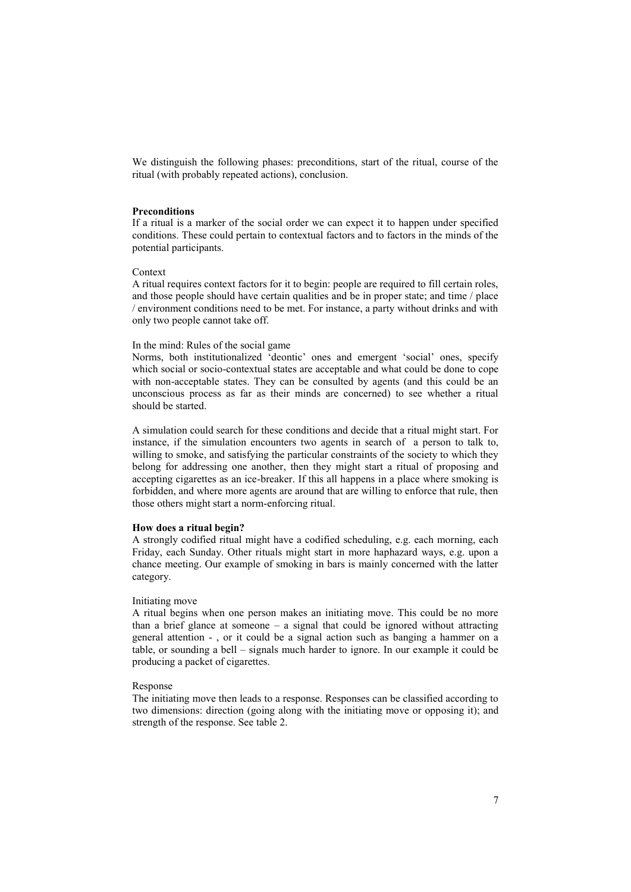We distinguish the following phases: preconditions, start of the ritual, course of the ritual (with probably repeated actions), conclusion.

**Preconditions**

If a ritual is a marker of the social order we can expect it to happen under specified conditions. These could pertain to contextual factors and to factors in the minds of the potential participants.

Context

A ritual requires context factors for it to begin: people are required to fill certain roles, and those people should have certain qualities and be in proper state; and time / place / environment conditions need to be met. For instance, a party without drinks and with only two people cannot take off.

In the mind: Rules of the social game

Norms, both institutionalized 'deontic' ones and emergent 'social' ones, specify which social or socio-contextual states are acceptable and what could be done to cope with non-acceptable states. They can be consulted by agents (and this could be an unconscious process as far as their minds are concerned) to see whether a ritual should be started.

A simulation could search for these conditions and decide that a ritual might start. For instance, if the simulation encounters two agents in search of a person to talk to, willing to smoke, and satisfying the particular constraints of the society to which they belong for addressing one another, then they might start a ritual of proposing and accepting cigarettes as an ice-breaker. If this all happens in a place where smoking is forbidden, and where more agents are around that are willing to enforce that rule, then those others might start a norm-enforcing ritual.

**How does a ritual begin?**

A strongly codified ritual might have a codified scheduling, e.g. each morning, each Friday, each Sunday. Other rituals might start in more haphazard ways, e.g. upon a chance meeting. Our example of smoking in bars is mainly concerned with the latter category.

Initiating move

A ritual begins when one person makes an initiating move. This could be no more than a brief glance at someone – a signal that could be ignored without attracting general attention - , or it could be a signal action such as banging a hammer on a table, or sounding a bell – signals much harder to ignore. In our example it could be producing a packet of cigarettes.

Response

The initiating move then leads to a response. Responses can be classified according to two dimensions: direction (going along with the initiating move or opposing it); and strength of the response. See table 2.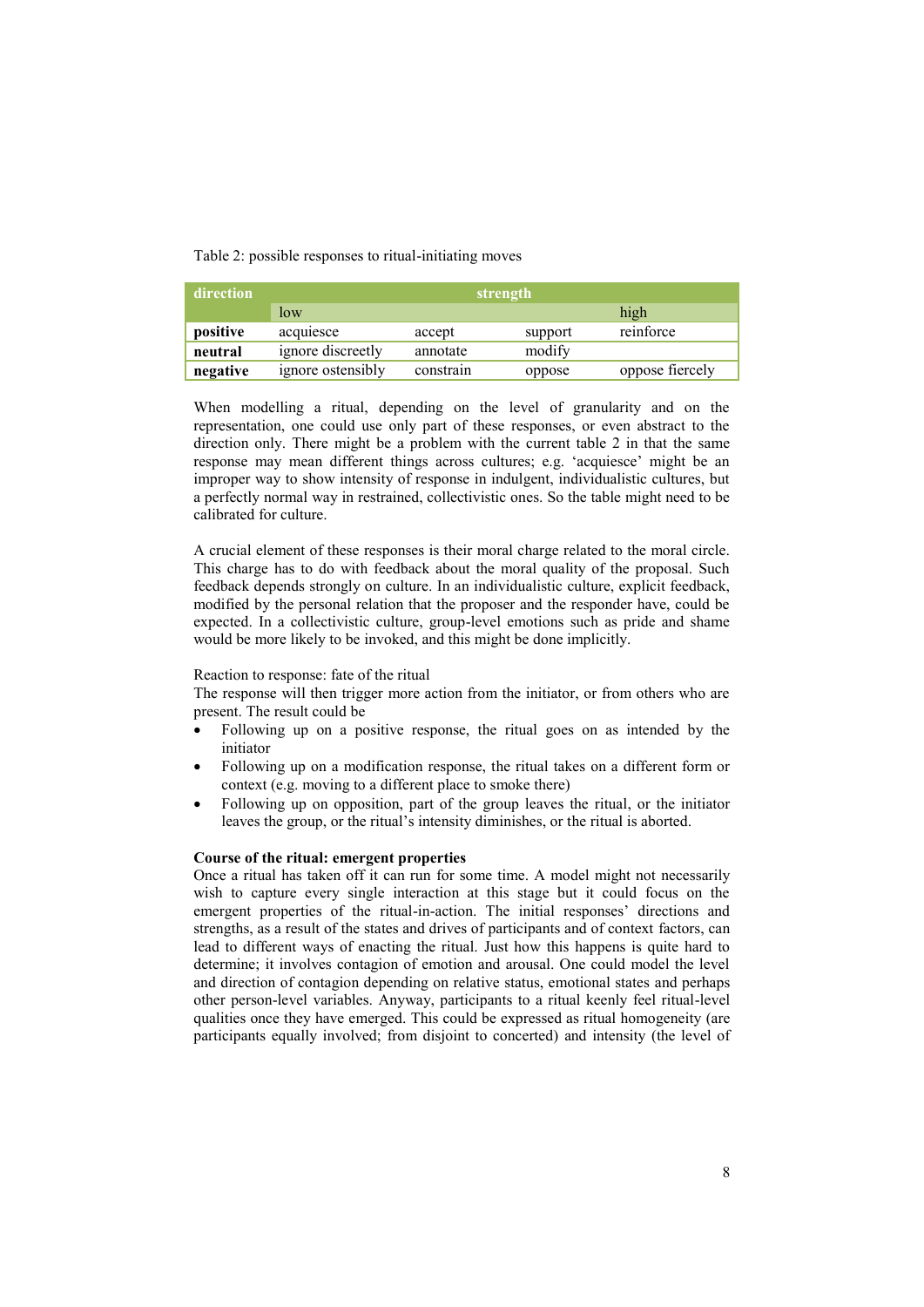Table 2: possible responses to ritual-initiating moves

| direction | strength | | | |
|---|---|---|---|---|
| | low | | | high |
| **positive** | acquiesce | accept | support | reinforce |
| **neutral** | ignore discreetly | annotate | modify | |
| **negative** | ignore ostensibly | constrain | oppose | oppose fiercely |

When modelling a ritual, depending on the level of granularity and on the representation, one could use only part of these responses, or even abstract to the direction only. There might be a problem with the current table 2 in that the same response may mean different things across cultures; e.g. 'acquiesce' might be an improper way to show intensity of response in indulgent, individualistic cultures, but a perfectly normal way in restrained, collectivistic ones. So the table might need to be calibrated for culture.

A crucial element of these responses is their moral charge related to the moral circle. This charge has to do with feedback about the moral quality of the proposal. Such feedback depends strongly on culture. In an individualistic culture, explicit feedback, modified by the personal relation that the proposer and the responder have, could be expected. In a collectivistic culture, group-level emotions such as pride and shame would be more likely to be invoked, and this might be done implicitly.

Reaction to response: fate of the ritual

The response will then trigger more action from the initiator, or from others who are present. The result could be

- Following up on a positive response, the ritual goes on as intended by the initiator
- Following up on a modification response, the ritual takes on a different form or context (e.g. moving to a different place to smoke there)
- Following up on opposition, part of the group leaves the ritual, or the initiator leaves the group, or the ritual's intensity diminishes, or the ritual is aborted.

**Course of the ritual: emergent properties**

Once a ritual has taken off it can run for some time. A model might not necessarily wish to capture every single interaction at this stage but it could focus on the emergent properties of the ritual-in-action. The initial responses' directions and strengths, as a result of the states and drives of participants and of context factors, can lead to different ways of enacting the ritual. Just how this happens is quite hard to determine; it involves contagion of emotion and arousal. One could model the level and direction of contagion depending on relative status, emotional states and perhaps other person-level variables. Anyway, participants to a ritual keenly feel ritual-level qualities once they have emerged. This could be expressed as ritual homogeneity (are participants equally involved; from disjoint to concerted) and intensity (the level of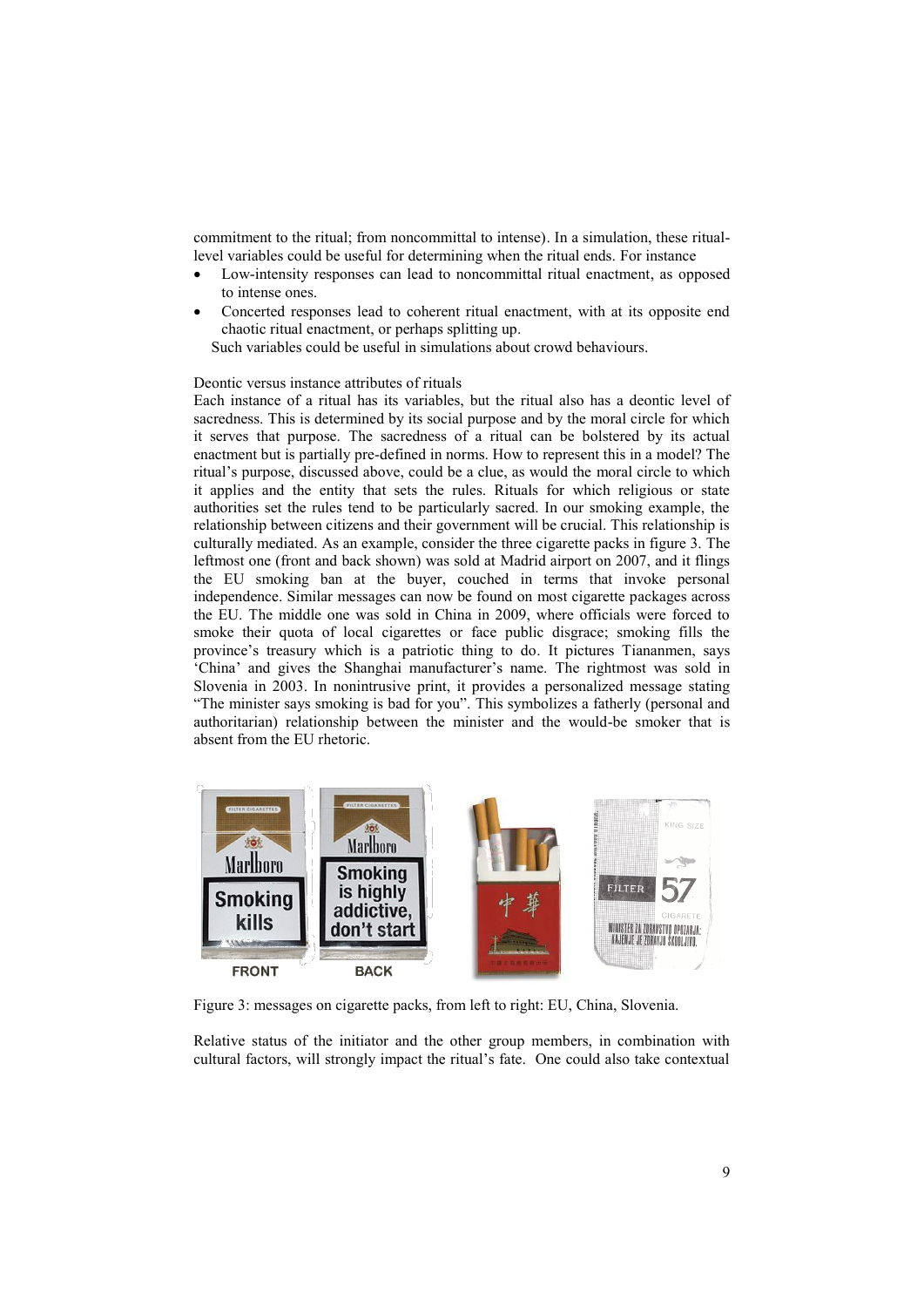commitment to the ritual; from noncommittal to intense). In a simulation, these ritual-level variables could be useful for determining when the ritual ends. For instance

- Low-intensity responses can lead to noncommittal ritual enactment, as opposed to intense ones.
- Concerted responses lead to coherent ritual enactment, with at its opposite end chaotic ritual enactment, or perhaps splitting up.

Such variables could be useful in simulations about crowd behaviours.

Deontic versus instance attributes of rituals

Each instance of a ritual has its variables, but the ritual also has a deontic level of sacredness. This is determined by its social purpose and by the moral circle for which it serves that purpose. The sacredness of a ritual can be bolstered by its actual enactment but is partially pre-defined in norms. How to represent this in a model? The ritual's purpose, discussed above, could be a clue, as would the moral circle to which it applies and the entity that sets the rules. Rituals for which religious or state authorities set the rules tend to be particularly sacred. In our smoking example, the relationship between citizens and their government will be crucial. This relationship is culturally mediated. As an example, consider the three cigarette packs in figure 3. The leftmost one (front and back shown) was sold at Madrid airport on 2007, and it flings the EU smoking ban at the buyer, couched in terms that invoke personal independence. Similar messages can now be found on most cigarette packages across the EU. The middle one was sold in China in 2009, where officials were forced to smoke their quota of local cigarettes or face public disgrace; smoking fills the province's treasury which is a patriotic thing to do. It pictures Tiananmen, says 'China' and gives the Shanghai manufacturer's name. The rightmost was sold in Slovenia in 2003. In nonintrusive print, it provides a personalized message stating "The minister says smoking is bad for you". This symbolizes a fatherly (personal and authoritarian) relationship between the minister and the would-be smoker that is absent from the EU rhetoric.

Figure 3: messages on cigarette packs, from left to right: EU, China, Slovenia.

Relative status of the initiator and the other group members, in combination with cultural factors, will strongly impact the ritual's fate. One could also take contextual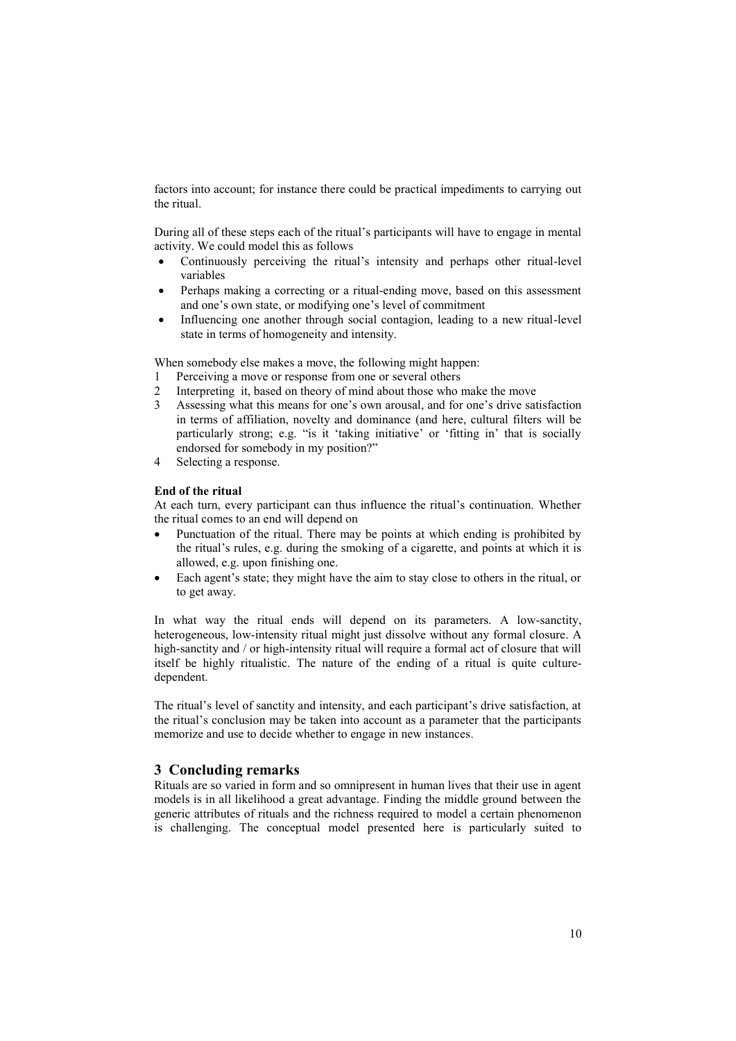factors into account; for instance there could be practical impediments to carrying out the ritual.

During all of these steps each of the ritual's participants will have to engage in mental activity. We could model this as follows

- Continuously perceiving the ritual's intensity and perhaps other ritual-level variables
- Perhaps making a correcting or a ritual-ending move, based on this assessment and one's own state, or modifying one's level of commitment
- Influencing one another through social contagion, leading to a new ritual-level state in terms of homogeneity and intensity.

When somebody else makes a move, the following might happen:

1. Perceiving a move or response from one or several others
2. Interpreting it, based on theory of mind about those who make the move
3. Assessing what this means for one's own arousal, and for one's drive satisfaction in terms of affiliation, novelty and dominance (and here, cultural filters will be particularly strong; e.g. "is it 'taking initiative' or 'fitting in' that is socially endorsed for somebody in my position?"
4. Selecting a response.

**End of the ritual**

At each turn, every participant can thus influence the ritual's continuation. Whether the ritual comes to an end will depend on

- Punctuation of the ritual. There may be points at which ending is prohibited by the ritual's rules, e.g. during the smoking of a cigarette, and points at which it is allowed, e.g. upon finishing one.
- Each agent's state; they might have the aim to stay close to others in the ritual, or to get away.

In what way the ritual ends will depend on its parameters. A low-sanctity, heterogeneous, low-intensity ritual might just dissolve without any formal closure. A high-sanctity and / or high-intensity ritual will require a formal act of closure that will itself be highly ritualistic. The nature of the ending of a ritual is quite culture-dependent.

The ritual's level of sanctity and intensity, and each participant's drive satisfaction, at the ritual's conclusion may be taken into account as a parameter that the participants memorize and use to decide whether to engage in new instances.

## 3 Concluding remarks

Rituals are so varied in form and so omnipresent in human lives that their use in agent models is in all likelihood a great advantage. Finding the middle ground between the generic attributes of rituals and the richness required to model a certain phenomenon is challenging. The conceptual model presented here is particularly suited to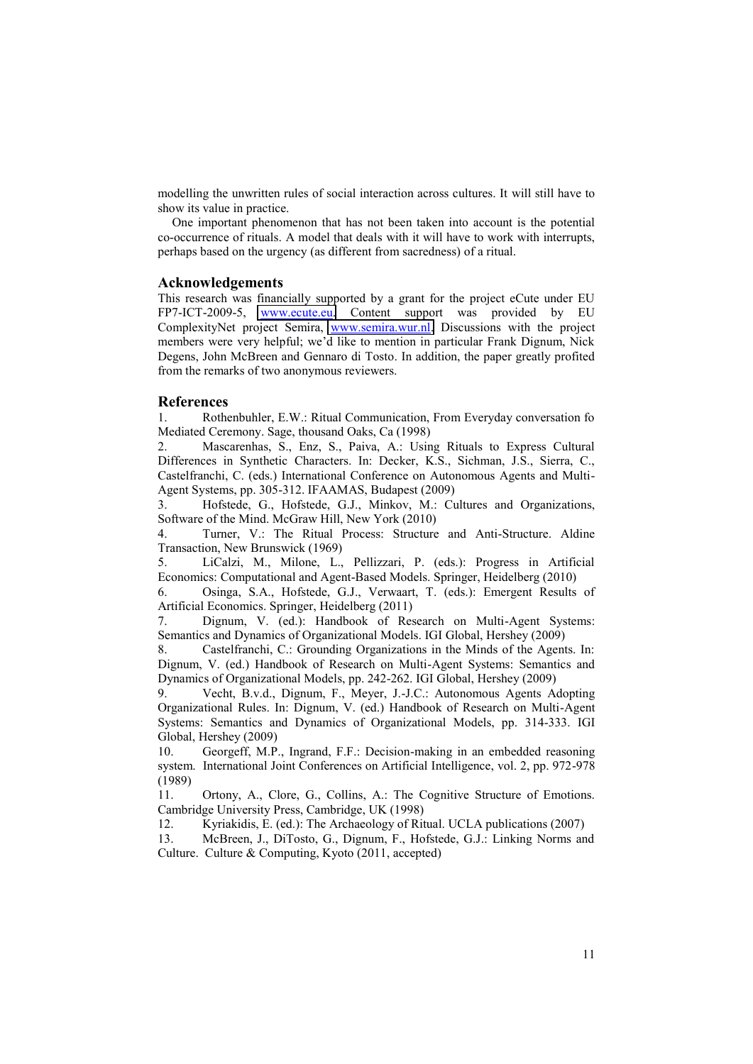modelling the unwritten rules of social interaction across cultures. It will still have to show its value in practice.

One important phenomenon that has not been taken into account is the potential co-occurrence of rituals. A model that deals with it will have to work with interrupts, perhaps based on the urgency (as different from sacredness) of a ritual.

## Acknowledgements

This research was financially supported by a grant for the project eCute under EU FP7-ICT-2009-5, www.ecute.eu. Content support was provided by EU ComplexityNet project Semira, www.semira.wur.nl. Discussions with the project members were very helpful; we'd like to mention in particular Frank Dignum, Nick Degens, John McBreen and Gennaro di Tosto. In addition, the paper greatly profited from the remarks of two anonymous reviewers.

## References

1. Rothenbuhler, E.W.: Ritual Communication, From Everyday conversation fo Mediated Ceremony. Sage, thousand Oaks, Ca (1998)
2. Mascarenhas, S., Enz, S., Paiva, A.: Using Rituals to Express Cultural Differences in Synthetic Characters. In: Decker, K.S., Sichman, J.S., Sierra, C., Castelfranchi, C. (eds.) International Conference on Autonomous Agents and Multi-Agent Systems, pp. 305-312. IFAAMAS, Budapest (2009)
3. Hofstede, G., Hofstede, G.J., Minkov, M.: Cultures and Organizations, Software of the Mind. McGraw Hill, New York (2010)
4. Turner, V.: The Ritual Process: Structure and Anti-Structure. Aldine Transaction, New Brunswick (1969)
5. LiCalzi, M., Milone, L., Pellizzari, P. (eds.): Progress in Artificial Economics: Computational and Agent-Based Models. Springer, Heidelberg (2010)
6. Osinga, S.A., Hofstede, G.J., Verwaart, T. (eds.): Emergent Results of Artificial Economics. Springer, Heidelberg (2011)
7. Dignum, V. (ed.): Handbook of Research on Multi-Agent Systems: Semantics and Dynamics of Organizational Models. IGI Global, Hershey (2009)
8. Castelfranchi, C.: Grounding Organizations in the Minds of the Agents. In: Dignum, V. (ed.) Handbook of Research on Multi-Agent Systems: Semantics and Dynamics of Organizational Models, pp. 242-262. IGI Global, Hershey (2009)
9. Vecht, B.v.d., Dignum, F., Meyer, J.-J.C.: Autonomous Agents Adopting Organizational Rules. In: Dignum, V. (ed.) Handbook of Research on Multi-Agent Systems: Semantics and Dynamics of Organizational Models, pp. 314-333. IGI Global, Hershey (2009)
10. Georgeff, M.P., Ingrand, F.F.: Decision-making in an embedded reasoning system. International Joint Conferences on Artificial Intelligence, vol. 2, pp. 972-978 (1989)
11. Ortony, A., Clore, G., Collins, A.: The Cognitive Structure of Emotions. Cambridge University Press, Cambridge, UK (1998)
12. Kyriakidis, E. (ed.): The Archaeology of Ritual. UCLA publications (2007)
13. McBreen, J., DiTosto, G., Dignum, F., Hofstede, G.J.: Linking Norms and Culture. Culture & Computing, Kyoto (2011, accepted)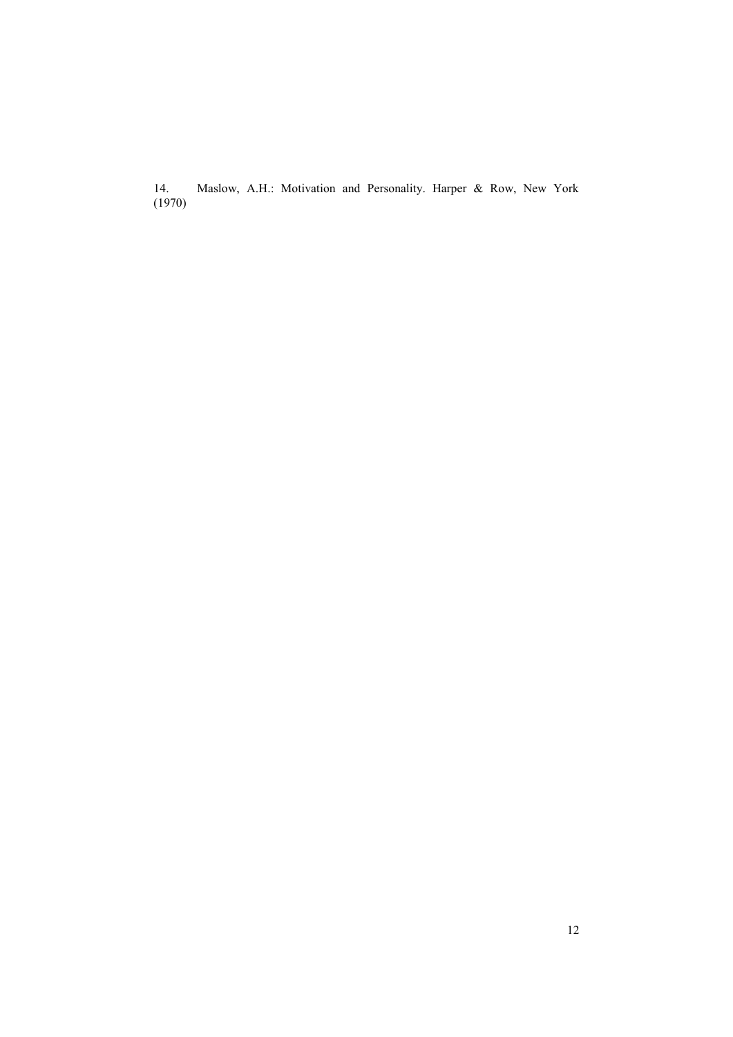14. Maslow, A.H.: Motivation and Personality. Harper & Row, New York (1970)